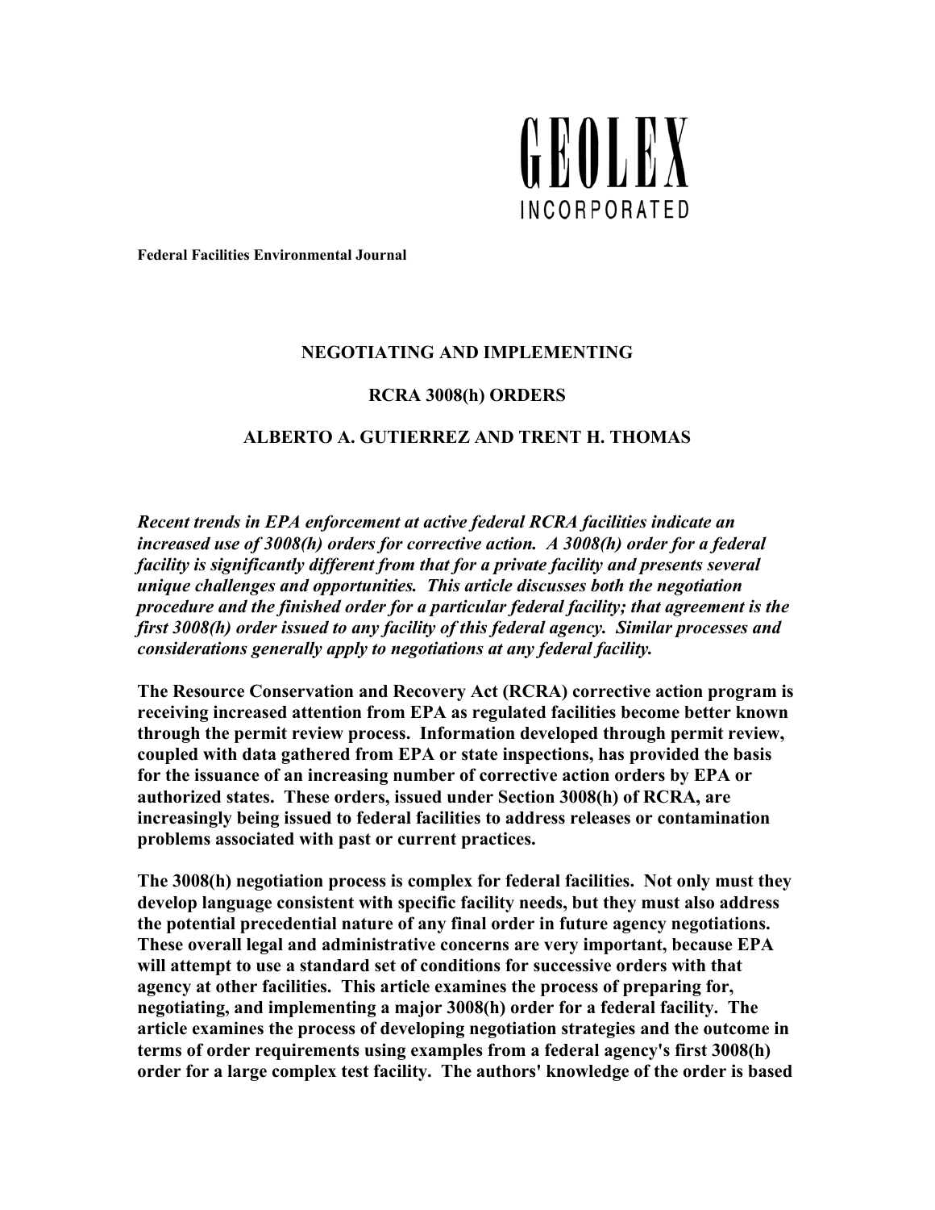GEOLEX
INCORPORATED

**Federal Facilities Environmental Journal**

# NEGOTIATING AND IMPLEMENTING

# RCRA 3008(h) ORDERS

## ALBERTO A. GUTIERREZ AND TRENT H. THOMAS

***Recent trends in EPA enforcement at active federal RCRA facilities indicate an increased use of 3008(h) orders for corrective action. A 3008(h) order for a federal facility is significantly different from that for a private facility and presents several unique challenges and opportunities. This article discusses both the negotiation procedure and the finished order for a particular federal facility; that agreement is the first 3008(h) order issued to any facility of this federal agency. Similar processes and considerations generally apply to negotiations at any federal facility.***

**The Resource Conservation and Recovery Act (RCRA) corrective action program is receiving increased attention from EPA as regulated facilities become better known through the permit review process. Information developed through permit review, coupled with data gathered from EPA or state inspections, has provided the basis for the issuance of an increasing number of corrective action orders by EPA or authorized states. These orders, issued under Section 3008(h) of RCRA, are increasingly being issued to federal facilities to address releases or contamination problems associated with past or current practices.**

**The 3008(h) negotiation process is complex for federal facilities. Not only must they develop language consistent with specific facility needs, but they must also address the potential precedential nature of any final order in future agency negotiations. These overall legal and administrative concerns are very important, because EPA will attempt to use a standard set of conditions for successive orders with that agency at other facilities. This article examines the process of preparing for, negotiating, and implementing a major 3008(h) order for a federal facility. The article examines the process of developing negotiation strategies and the outcome in terms of order requirements using examples from a federal agency's first 3008(h) order for a large complex test facility. The authors' knowledge of the order is based**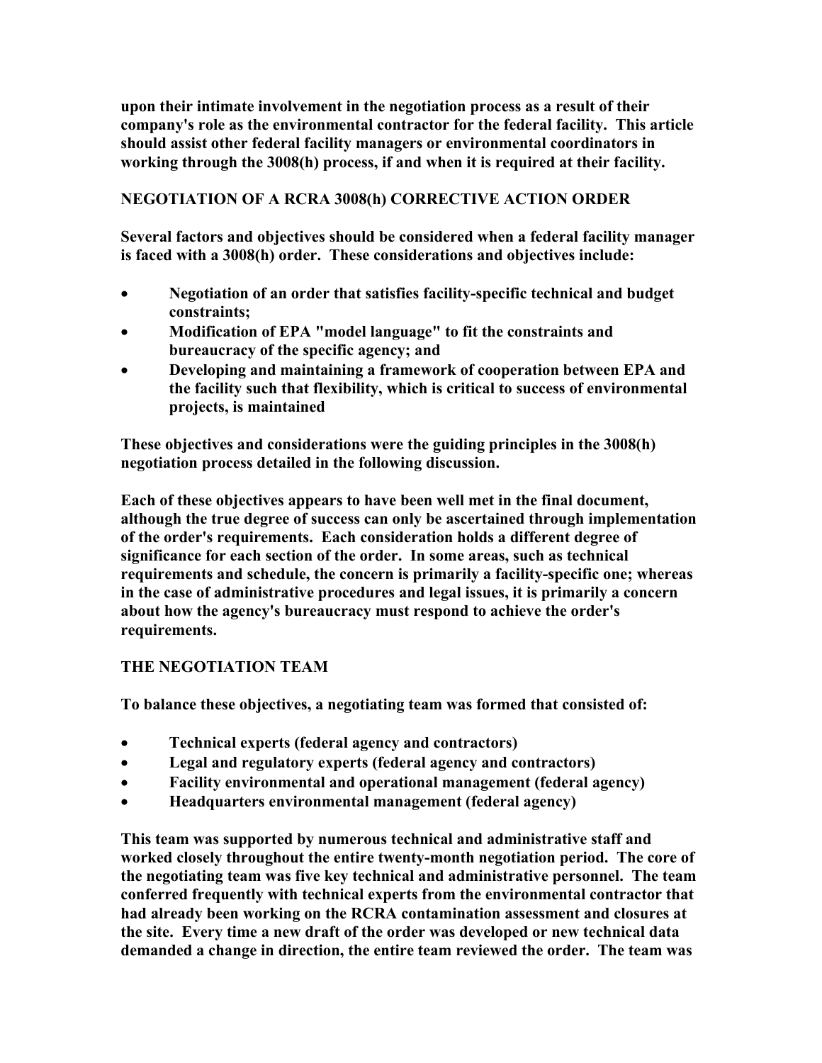upon their intimate involvement in the negotiation process as a result of their company's role as the environmental contractor for the federal facility. This article should assist other federal facility managers or environmental coordinators in working through the 3008(h) process, if and when it is required at their facility.

## NEGOTIATION OF A RCRA 3008(h) CORRECTIVE ACTION ORDER

Several factors and objectives should be considered when a federal facility manager is faced with a 3008(h) order. These considerations and objectives include:

- Negotiation of an order that satisfies facility-specific technical and budget constraints;
- Modification of EPA "model language" to fit the constraints and bureaucracy of the specific agency; and
- Developing and maintaining a framework of cooperation between EPA and the facility such that flexibility, which is critical to success of environmental projects, is maintained

These objectives and considerations were the guiding principles in the 3008(h) negotiation process detailed in the following discussion.

Each of these objectives appears to have been well met in the final document, although the true degree of success can only be ascertained through implementation of the order's requirements. Each consideration holds a different degree of significance for each section of the order. In some areas, such as technical requirements and schedule, the concern is primarily a facility-specific one; whereas in the case of administrative procedures and legal issues, it is primarily a concern about how the agency's bureaucracy must respond to achieve the order's requirements.

## THE NEGOTIATION TEAM

To balance these objectives, a negotiating team was formed that consisted of:

- Technical experts (federal agency and contractors)
- Legal and regulatory experts (federal agency and contractors)
- Facility environmental and operational management (federal agency)
- Headquarters environmental management (federal agency)

This team was supported by numerous technical and administrative staff and worked closely throughout the entire twenty-month negotiation period. The core of the negotiating team was five key technical and administrative personnel. The team conferred frequently with technical experts from the environmental contractor that had already been working on the RCRA contamination assessment and closures at the site. Every time a new draft of the order was developed or new technical data demanded a change in direction, the entire team reviewed the order. The team was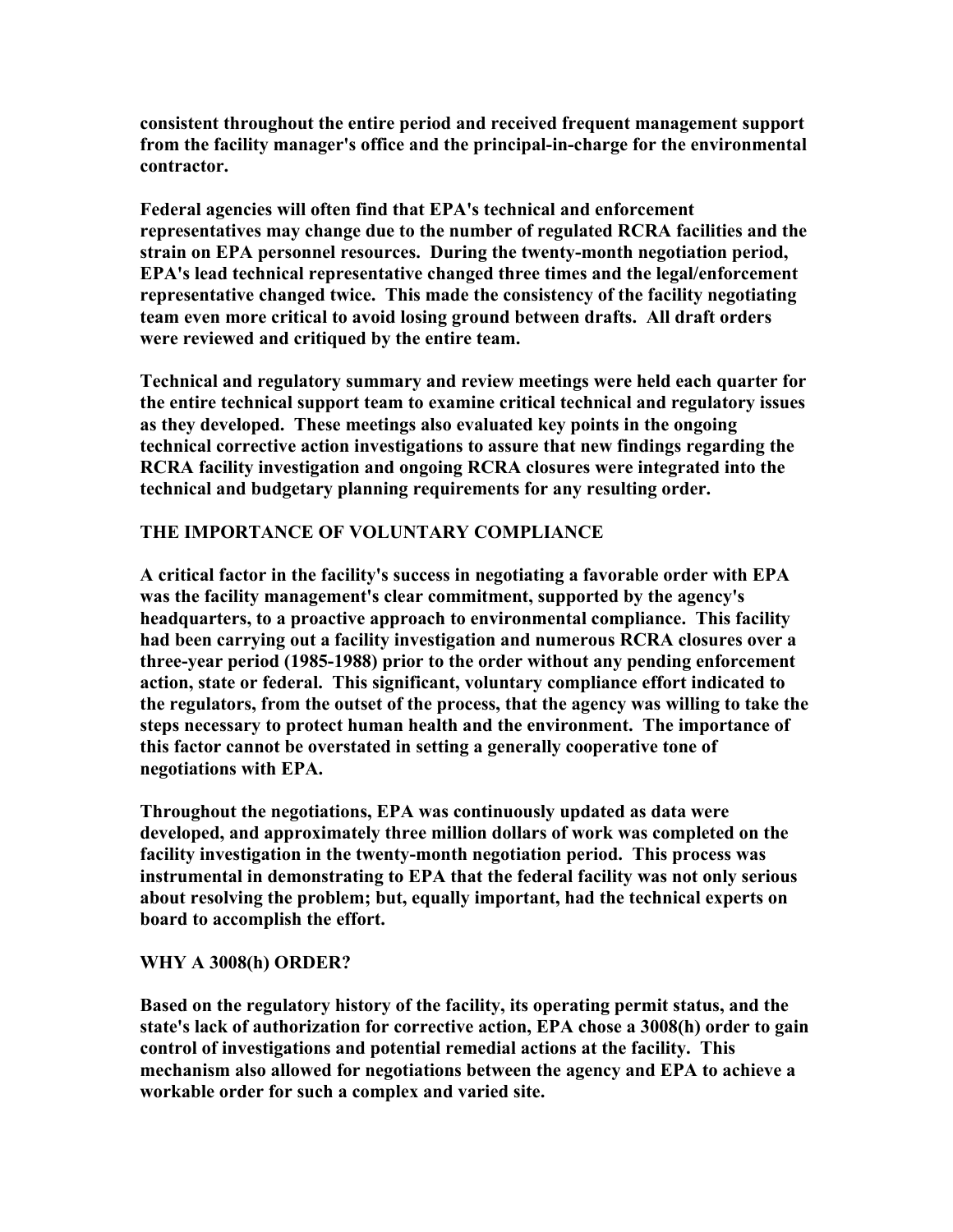**consistent throughout the entire period and received frequent management support from the facility manager's office and the principal-in-charge for the environmental contractor.**

**Federal agencies will often find that EPA's technical and enforcement representatives may change due to the number of regulated RCRA facilities and the strain on EPA personnel resources. During the twenty-month negotiation period, EPA's lead technical representative changed three times and the legal/enforcement representative changed twice. This made the consistency of the facility negotiating team even more critical to avoid losing ground between drafts. All draft orders were reviewed and critiqued by the entire team.**

**Technical and regulatory summary and review meetings were held each quarter for the entire technical support team to examine critical technical and regulatory issues as they developed. These meetings also evaluated key points in the ongoing technical corrective action investigations to assure that new findings regarding the RCRA facility investigation and ongoing RCRA closures were integrated into the technical and budgetary planning requirements for any resulting order.**

## THE IMPORTANCE OF VOLUNTARY COMPLIANCE

**A critical factor in the facility's success in negotiating a favorable order with EPA was the facility management's clear commitment, supported by the agency's headquarters, to a proactive approach to environmental compliance. This facility had been carrying out a facility investigation and numerous RCRA closures over a three-year period (1985-1988) prior to the order without any pending enforcement action, state or federal. This significant, voluntary compliance effort indicated to the regulators, from the outset of the process, that the agency was willing to take the steps necessary to protect human health and the environment. The importance of this factor cannot be overstated in setting a generally cooperative tone of negotiations with EPA.**

**Throughout the negotiations, EPA was continuously updated as data were developed, and approximately three million dollars of work was completed on the facility investigation in the twenty-month negotiation period. This process was instrumental in demonstrating to EPA that the federal facility was not only serious about resolving the problem; but, equally important, had the technical experts on board to accomplish the effort.**

## WHY A 3008(h) ORDER?

**Based on the regulatory history of the facility, its operating permit status, and the state's lack of authorization for corrective action, EPA chose a 3008(h) order to gain control of investigations and potential remedial actions at the facility. This mechanism also allowed for negotiations between the agency and EPA to achieve a workable order for such a complex and varied site.**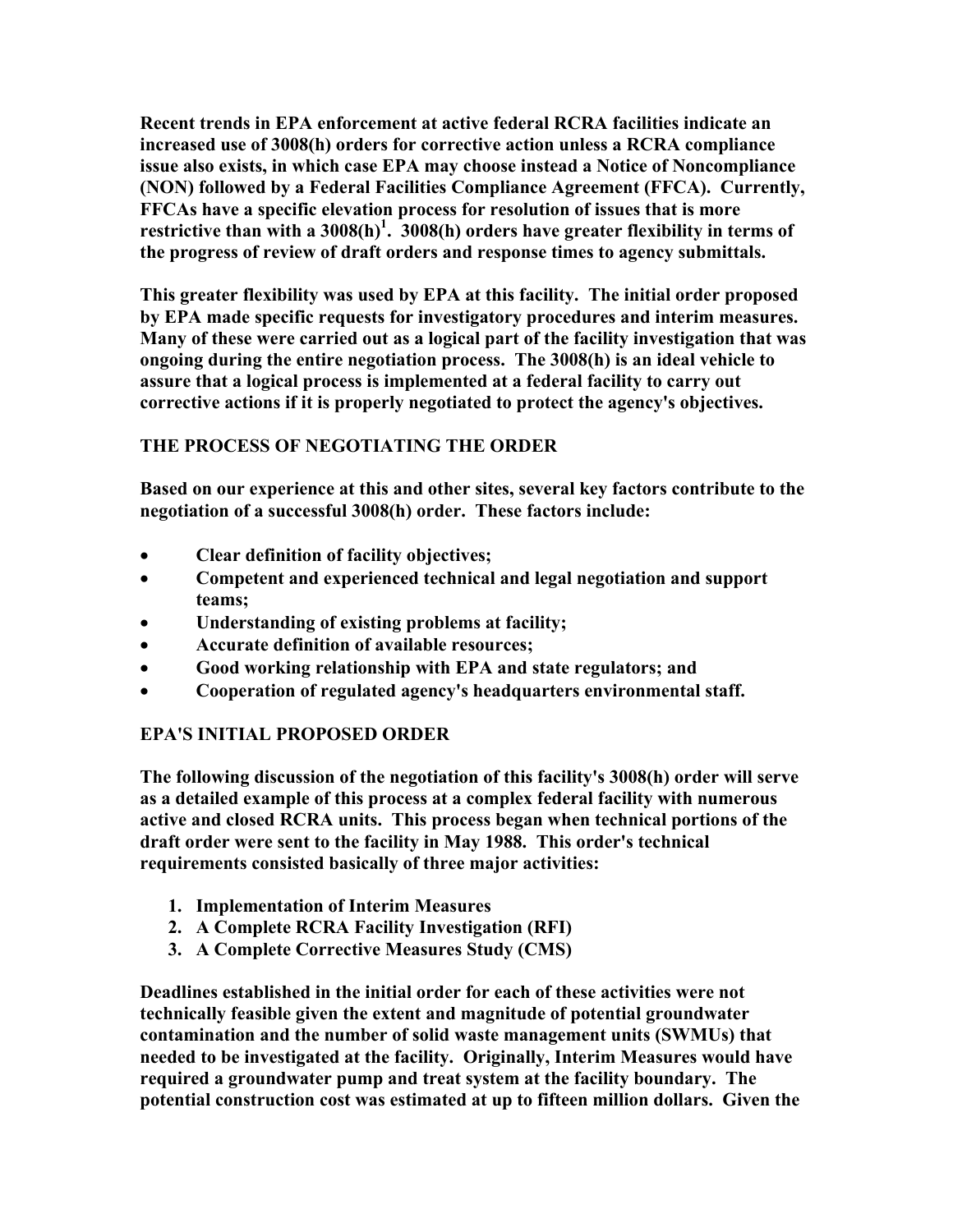**Recent trends in EPA enforcement at active federal RCRA facilities indicate an increased use of 3008(h) orders for corrective action unless a RCRA compliance issue also exists, in which case EPA may choose instead a Notice of Noncompliance (NON) followed by a Federal Facilities Compliance Agreement (FFCA). Currently, FFCAs have a specific elevation process for resolution of issues that is more restrictive than with a 3008(h)[1]. 3008(h) orders have greater flexibility in terms of the progress of review of draft orders and response times to agency submittals.**

**This greater flexibility was used by EPA at this facility. The initial order proposed by EPA made specific requests for investigatory procedures and interim measures. Many of these were carried out as a logical part of the facility investigation that was ongoing during the entire negotiation process. The 3008(h) is an ideal vehicle to assure that a logical process is implemented at a federal facility to carry out corrective actions if it is properly negotiated to protect the agency's objectives.**

## THE PROCESS OF NEGOTIATING THE ORDER

**Based on our experience at this and other sites, several key factors contribute to the negotiation of a successful 3008(h) order. These factors include:**

- **Clear definition of facility objectives;**
- **Competent and experienced technical and legal negotiation and support teams;**
- **Understanding of existing problems at facility;**
- **Accurate definition of available resources;**
- **Good working relationship with EPA and state regulators; and**
- **Cooperation of regulated agency's headquarters environmental staff.**

## EPA'S INITIAL PROPOSED ORDER

**The following discussion of the negotiation of this facility's 3008(h) order will serve as a detailed example of this process at a complex federal facility with numerous active and closed RCRA units. This process began when technical portions of the draft order were sent to the facility in May 1988. This order's technical requirements consisted basically of three major activities:**

1. **Implementation of Interim Measures**
2. **A Complete RCRA Facility Investigation (RFI)**
3. **A Complete Corrective Measures Study (CMS)**

**Deadlines established in the initial order for each of these activities were not technically feasible given the extent and magnitude of potential groundwater contamination and the number of solid waste management units (SWMUs) that needed to be investigated at the facility. Originally, Interim Measures would have required a groundwater pump and treat system at the facility boundary. The potential construction cost was estimated at up to fifteen million dollars. Given the**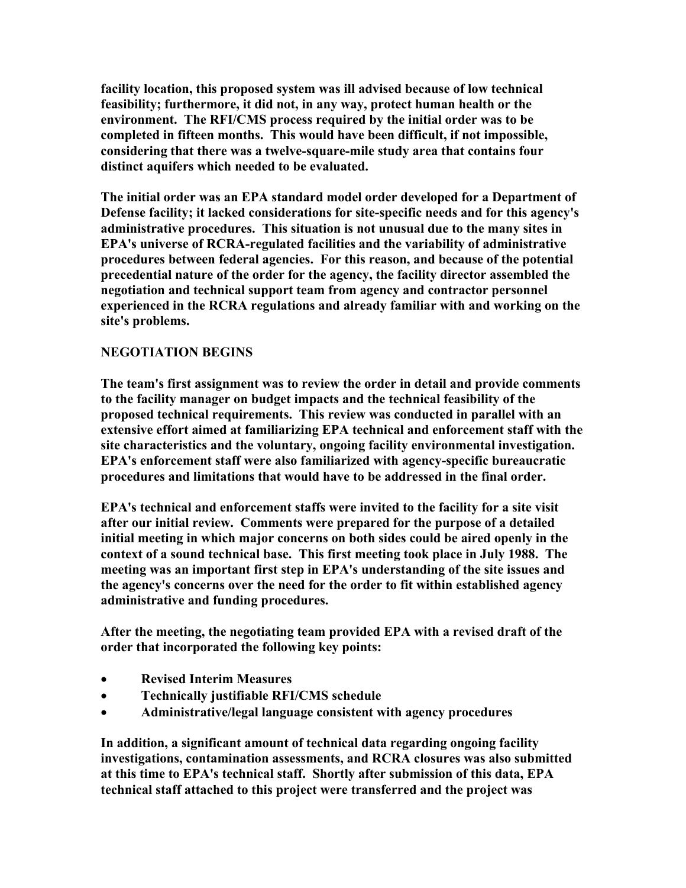**facility location, this proposed system was ill advised because of low technical feasibility; furthermore, it did not, in any way, protect human health or the environment. The RFI/CMS process required by the initial order was to be completed in fifteen months. This would have been difficult, if not impossible, considering that there was a twelve-square-mile study area that contains four distinct aquifers which needed to be evaluated.**

**The initial order was an EPA standard model order developed for a Department of Defense facility; it lacked considerations for site-specific needs and for this agency's administrative procedures. This situation is not unusual due to the many sites in EPA's universe of RCRA-regulated facilities and the variability of administrative procedures between federal agencies. For this reason, and because of the potential precedential nature of the order for the agency, the facility director assembled the negotiation and technical support team from agency and contractor personnel experienced in the RCRA regulations and already familiar with and working on the site's problems.**

## NEGOTIATION BEGINS

**The team's first assignment was to review the order in detail and provide comments to the facility manager on budget impacts and the technical feasibility of the proposed technical requirements. This review was conducted in parallel with an extensive effort aimed at familiarizing EPA technical and enforcement staff with the site characteristics and the voluntary, ongoing facility environmental investigation. EPA's enforcement staff were also familiarized with agency-specific bureaucratic procedures and limitations that would have to be addressed in the final order.**

**EPA's technical and enforcement staffs were invited to the facility for a site visit after our initial review. Comments were prepared for the purpose of a detailed initial meeting in which major concerns on both sides could be aired openly in the context of a sound technical base. This first meeting took place in July 1988. The meeting was an important first step in EPA's understanding of the site issues and the agency's concerns over the need for the order to fit within established agency administrative and funding procedures.**

**After the meeting, the negotiating team provided EPA with a revised draft of the order that incorporated the following key points:**

- **Revised Interim Measures**
- **Technically justifiable RFI/CMS schedule**
- **Administrative/legal language consistent with agency procedures**

**In addition, a significant amount of technical data regarding ongoing facility investigations, contamination assessments, and RCRA closures was also submitted at this time to EPA's technical staff. Shortly after submission of this data, EPA technical staff attached to this project were transferred and the project was**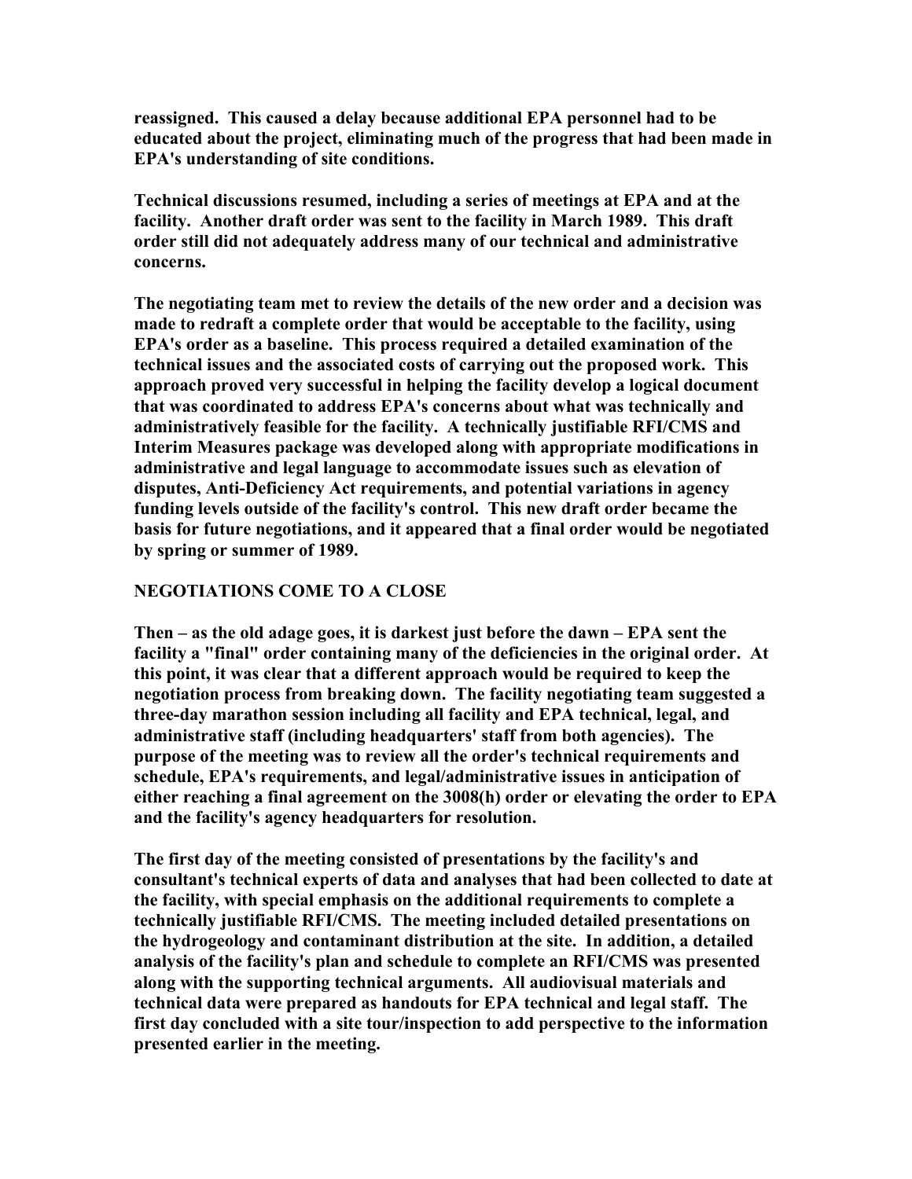**reassigned. This caused a delay because additional EPA personnel had to be educated about the project, eliminating much of the progress that had been made in EPA's understanding of site conditions.**

**Technical discussions resumed, including a series of meetings at EPA and at the facility. Another draft order was sent to the facility in March 1989. This draft order still did not adequately address many of our technical and administrative concerns.**

**The negotiating team met to review the details of the new order and a decision was made to redraft a complete order that would be acceptable to the facility, using EPA's order as a baseline. This process required a detailed examination of the technical issues and the associated costs of carrying out the proposed work. This approach proved very successful in helping the facility develop a logical document that was coordinated to address EPA's concerns about what was technically and administratively feasible for the facility. A technically justifiable RFI/CMS and Interim Measures package was developed along with appropriate modifications in administrative and legal language to accommodate issues such as elevation of disputes, Anti-Deficiency Act requirements, and potential variations in agency funding levels outside of the facility's control. This new draft order became the basis for future negotiations, and it appeared that a final order would be negotiated by spring or summer of 1989.**

## NEGOTIATIONS COME TO A CLOSE

**Then – as the old adage goes, it is darkest just before the dawn – EPA sent the facility a "final" order containing many of the deficiencies in the original order. At this point, it was clear that a different approach would be required to keep the negotiation process from breaking down. The facility negotiating team suggested a three-day marathon session including all facility and EPA technical, legal, and administrative staff (including headquarters' staff from both agencies). The purpose of the meeting was to review all the order's technical requirements and schedule, EPA's requirements, and legal/administrative issues in anticipation of either reaching a final agreement on the 3008(h) order or elevating the order to EPA and the facility's agency headquarters for resolution.**

**The first day of the meeting consisted of presentations by the facility's and consultant's technical experts of data and analyses that had been collected to date at the facility, with special emphasis on the additional requirements to complete a technically justifiable RFI/CMS. The meeting included detailed presentations on the hydrogeology and contaminant distribution at the site. In addition, a detailed analysis of the facility's plan and schedule to complete an RFI/CMS was presented along with the supporting technical arguments. All audiovisual materials and technical data were prepared as handouts for EPA technical and legal staff. The first day concluded with a site tour/inspection to add perspective to the information presented earlier in the meeting.**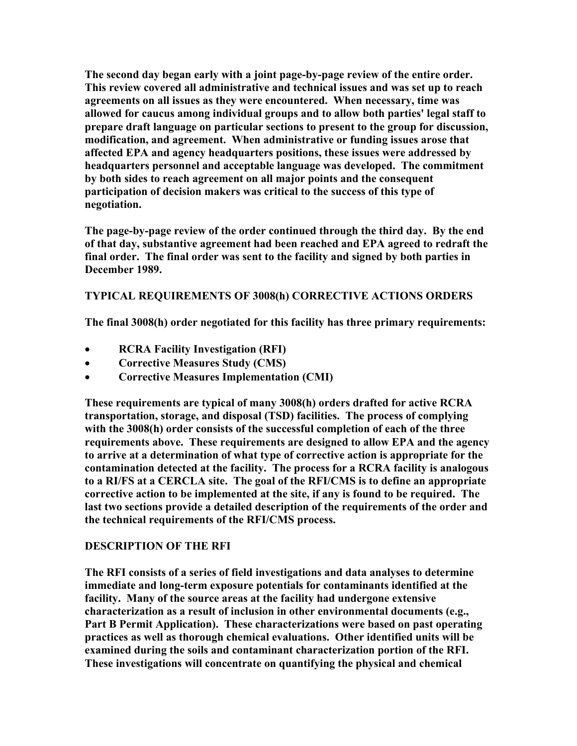The second day began early with a joint page-by-page review of the entire order. This review covered all administrative and technical issues and was set up to reach agreements on all issues as they were encountered. When necessary, time was allowed for caucus among individual groups and to allow both parties' legal staff to prepare draft language on particular sections to present to the group for discussion, modification, and agreement. When administrative or funding issues arose that affected EPA and agency headquarters positions, these issues were addressed by headquarters personnel and acceptable language was developed. The commitment by both sides to reach agreement on all major points and the consequent participation of decision makers was critical to the success of this type of negotiation.

The page-by-page review of the order continued through the third day. By the end of that day, substantive agreement had been reached and EPA agreed to redraft the final order. The final order was sent to the facility and signed by both parties in December 1989.

## TYPICAL REQUIREMENTS OF 3008(h) CORRECTIVE ACTIONS ORDERS

The final 3008(h) order negotiated for this facility has three primary requirements:

- RCRA Facility Investigation (RFI)
- Corrective Measures Study (CMS)
- Corrective Measures Implementation (CMI)

These requirements are typical of many 3008(h) orders drafted for active RCRA transportation, storage, and disposal (TSD) facilities. The process of complying with the 3008(h) order consists of the successful completion of each of the three requirements above. These requirements are designed to allow EPA and the agency to arrive at a determination of what type of corrective action is appropriate for the contamination detected at the facility. The process for a RCRA facility is analogous to a RI/FS at a CERCLA site. The goal of the RFI/CMS is to define an appropriate corrective action to be implemented at the site, if any is found to be required. The last two sections provide a detailed description of the requirements of the order and the technical requirements of the RFI/CMS process.

## DESCRIPTION OF THE RFI

The RFI consists of a series of field investigations and data analyses to determine immediate and long-term exposure potentials for contaminants identified at the facility. Many of the source areas at the facility had undergone extensive characterization as a result of inclusion in other environmental documents (e.g., Part B Permit Application). These characterizations were based on past operating practices as well as thorough chemical evaluations. Other identified units will be examined during the soils and contaminant characterization portion of the RFI. These investigations will concentrate on quantifying the physical and chemical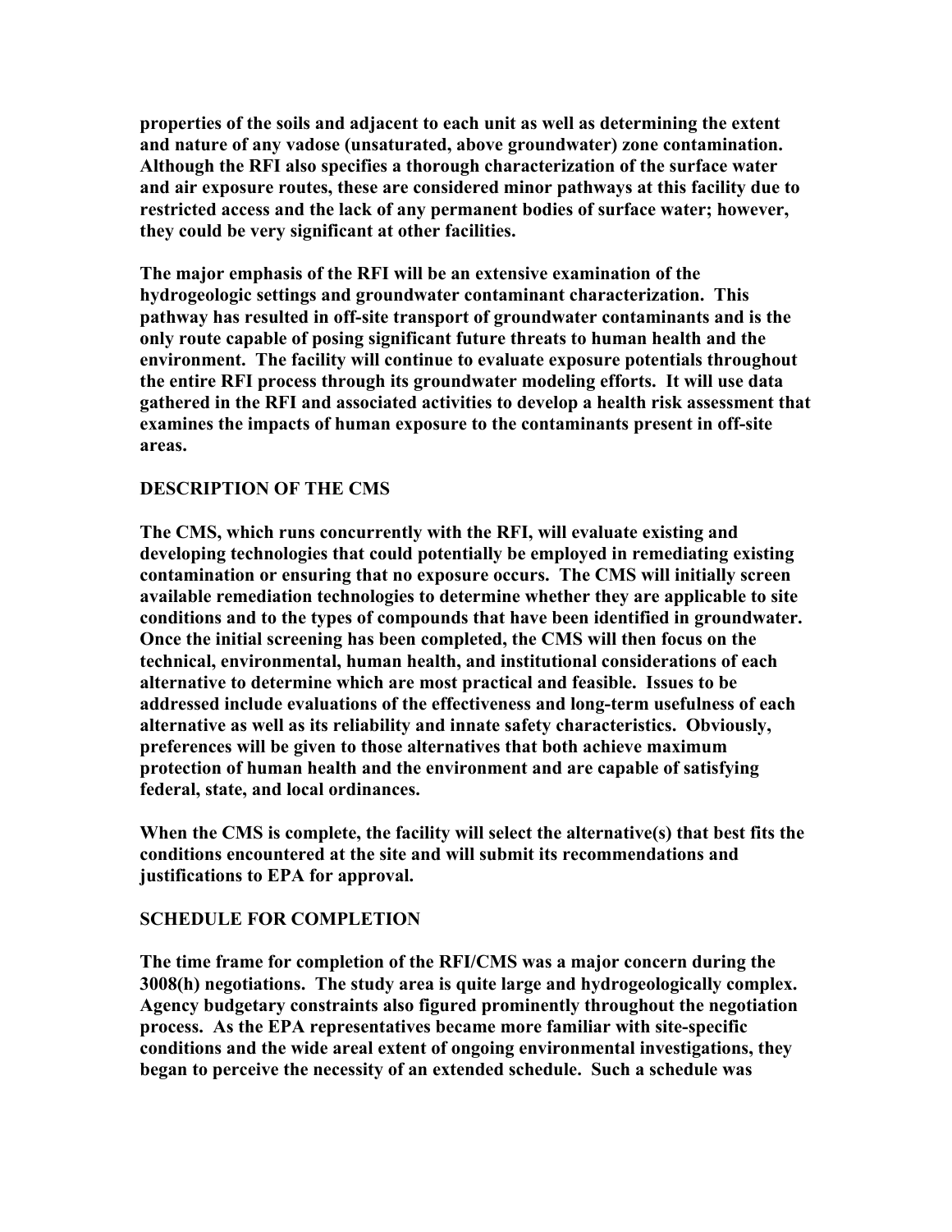properties of the soils and adjacent to each unit as well as determining the extent and nature of any vadose (unsaturated, above groundwater) zone contamination. Although the RFI also specifies a thorough characterization of the surface water and air exposure routes, these are considered minor pathways at this facility due to restricted access and the lack of any permanent bodies of surface water; however, they could be very significant at other facilities.

The major emphasis of the RFI will be an extensive examination of the hydrogeologic settings and groundwater contaminant characterization. This pathway has resulted in off-site transport of groundwater contaminants and is the only route capable of posing significant future threats to human health and the environment. The facility will continue to evaluate exposure potentials throughout the entire RFI process through its groundwater modeling efforts. It will use data gathered in the RFI and associated activities to develop a health risk assessment that examines the impacts of human exposure to the contaminants present in off-site areas.

## DESCRIPTION OF THE CMS

The CMS, which runs concurrently with the RFI, will evaluate existing and developing technologies that could potentially be employed in remediating existing contamination or ensuring that no exposure occurs. The CMS will initially screen available remediation technologies to determine whether they are applicable to site conditions and to the types of compounds that have been identified in groundwater. Once the initial screening has been completed, the CMS will then focus on the technical, environmental, human health, and institutional considerations of each alternative to determine which are most practical and feasible. Issues to be addressed include evaluations of the effectiveness and long-term usefulness of each alternative as well as its reliability and innate safety characteristics. Obviously, preferences will be given to those alternatives that both achieve maximum protection of human health and the environment and are capable of satisfying federal, state, and local ordinances.

When the CMS is complete, the facility will select the alternative(s) that best fits the conditions encountered at the site and will submit its recommendations and justifications to EPA for approval.

## SCHEDULE FOR COMPLETION

The time frame for completion of the RFI/CMS was a major concern during the 3008(h) negotiations. The study area is quite large and hydrogeologically complex. Agency budgetary constraints also figured prominently throughout the negotiation process. As the EPA representatives became more familiar with site-specific conditions and the wide areal extent of ongoing environmental investigations, they began to perceive the necessity of an extended schedule. Such a schedule was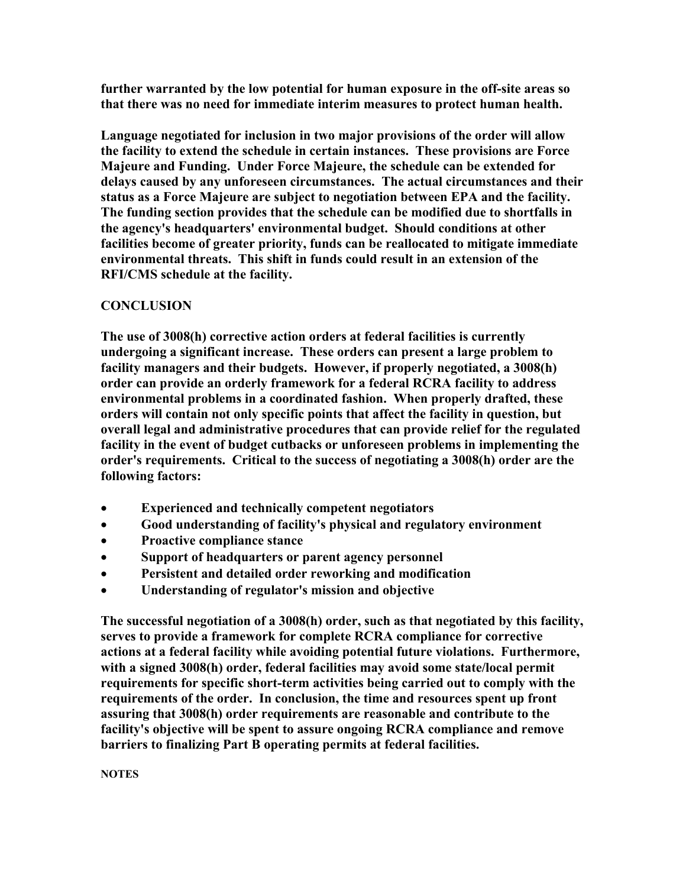**further warranted by the low potential for human exposure in the off-site areas so that there was no need for immediate interim measures to protect human health.**

**Language negotiated for inclusion in two major provisions of the order will allow the facility to extend the schedule in certain instances. These provisions are Force Majeure and Funding. Under Force Majeure, the schedule can be extended for delays caused by any unforeseen circumstances. The actual circumstances and their status as a Force Majeure are subject to negotiation between EPA and the facility. The funding section provides that the schedule can be modified due to shortfalls in the agency's headquarters' environmental budget. Should conditions at other facilities become of greater priority, funds can be reallocated to mitigate immediate environmental threats. This shift in funds could result in an extension of the RFI/CMS schedule at the facility.**

## CONCLUSION

**The use of 3008(h) corrective action orders at federal facilities is currently undergoing a significant increase. These orders can present a large problem to facility managers and their budgets. However, if properly negotiated, a 3008(h) order can provide an orderly framework for a federal RCRA facility to address environmental problems in a coordinated fashion. When properly drafted, these orders will contain not only specific points that affect the facility in question, but overall legal and administrative procedures that can provide relief for the regulated facility in the event of budget cutbacks or unforeseen problems in implementing the order's requirements. Critical to the success of negotiating a 3008(h) order are the following factors:**

- **Experienced and technically competent negotiators**
- **Good understanding of facility's physical and regulatory environment**
- **Proactive compliance stance**
- **Support of headquarters or parent agency personnel**
- **Persistent and detailed order reworking and modification**
- **Understanding of regulator's mission and objective**

**The successful negotiation of a 3008(h) order, such as that negotiated by this facility, serves to provide a framework for complete RCRA compliance for corrective actions at a federal facility while avoiding potential future violations. Furthermore, with a signed 3008(h) order, federal facilities may avoid some state/local permit requirements for specific short-term activities being carried out to comply with the requirements of the order. In conclusion, the time and resources spent up front assuring that 3008(h) order requirements are reasonable and contribute to the facility's objective will be spent to assure ongoing RCRA compliance and remove barriers to finalizing Part B operating permits at federal facilities.**

**NOTES**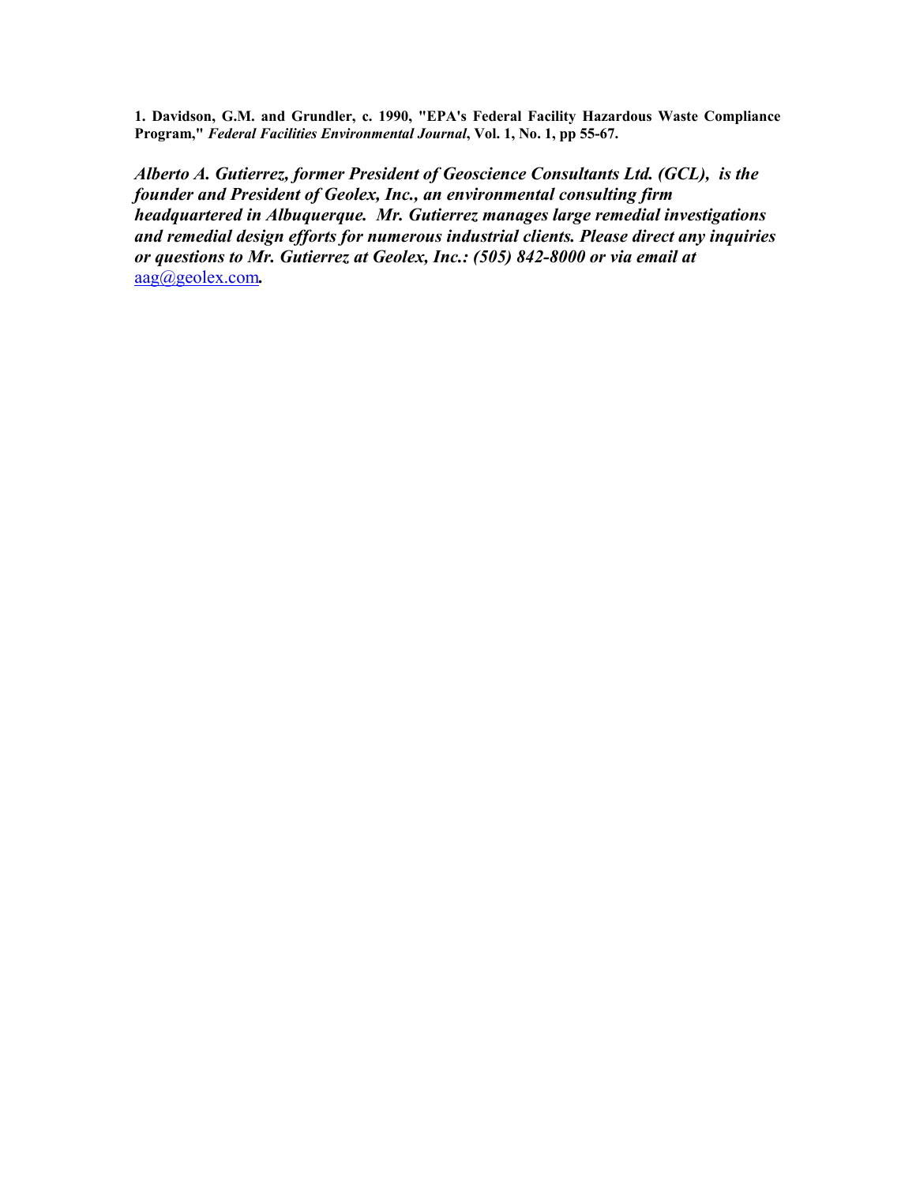**1. Davidson, G.M. and Grundler, c. 1990, "EPA's Federal Facility Hazardous Waste Compliance Program,"** ***Federal Facilities Environmental Journal*****, Vol. 1, No. 1, pp 55-67.**

***Alberto A. Gutierrez, former President of Geoscience Consultants Ltd. (GCL), is the founder and President of Geolex, Inc., an environmental consulting firm headquartered in Albuquerque. Mr. Gutierrez manages large remedial investigations and remedial design efforts for numerous industrial clients. Please direct any inquiries or questions to Mr. Gutierrez at Geolex, Inc.: (505) 842-8000 or via email at*** aag@geolex.com***.***